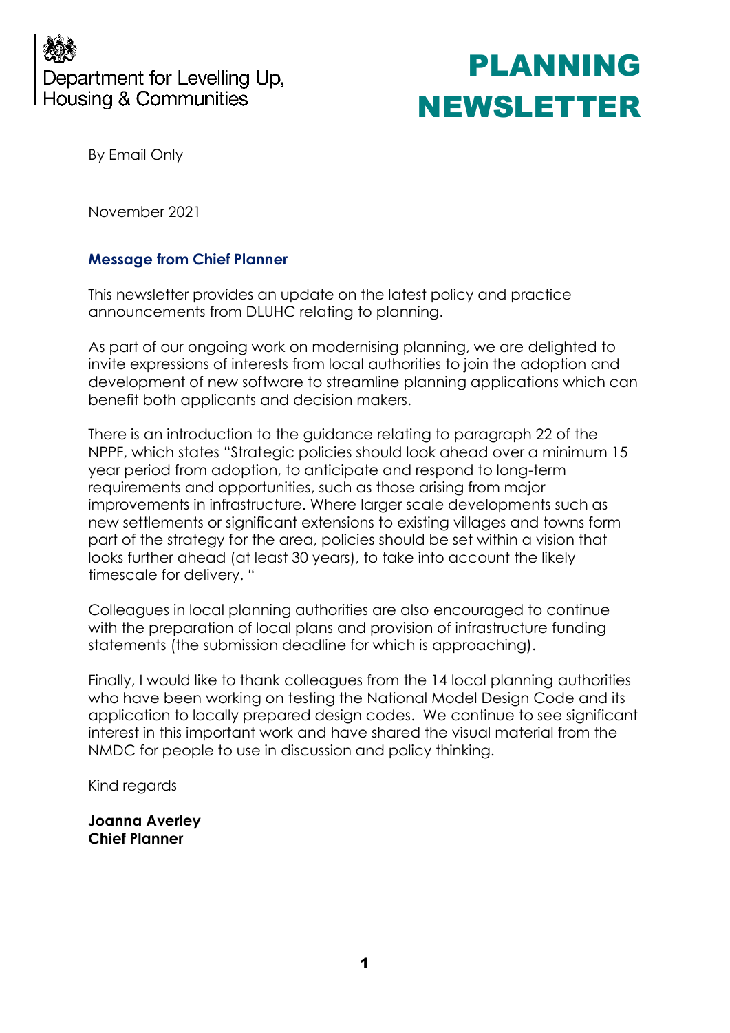Department for Levelling Up, Housing & Communities

# PLANNING NEWSLETTER

By Email Only

November 2021

### Message from Chief Planner

This newsletter provides an update on the latest policy and practice announcements from DLUHC relating to planning.

As part of our ongoing work on modernising planning, we are delighted to invite expressions of interests from local authorities to join the adoption and development of new software to streamline planning applications which can benefit both applicants and decision makers.

There is an introduction to the guidance relating to paragraph 22 of the NPPF, which states "Strategic policies should look ahead over a minimum 15 year period from adoption, to anticipate and respond to long-term requirements and opportunities, such as those arising from major improvements in infrastructure. Where larger scale developments such as new settlements or significant extensions to existing villages and towns form part of the strategy for the area, policies should be set within a vision that looks further ahead (at least 30 years), to take into account the likely timescale for delivery. "

Colleagues in local planning authorities are also encouraged to continue with the preparation of local plans and provision of infrastructure funding statements (the submission deadline for which is approaching).

Finally, I would like to thank colleagues from the 14 local planning authorities who have been working on testing the National Model Design Code and its application to locally prepared design codes. We continue to see significant interest in this important work and have shared the visual material from the NMDC for people to use in discussion and policy thinking.

Kind regards

**Joanna Averley**
**Chief Planner**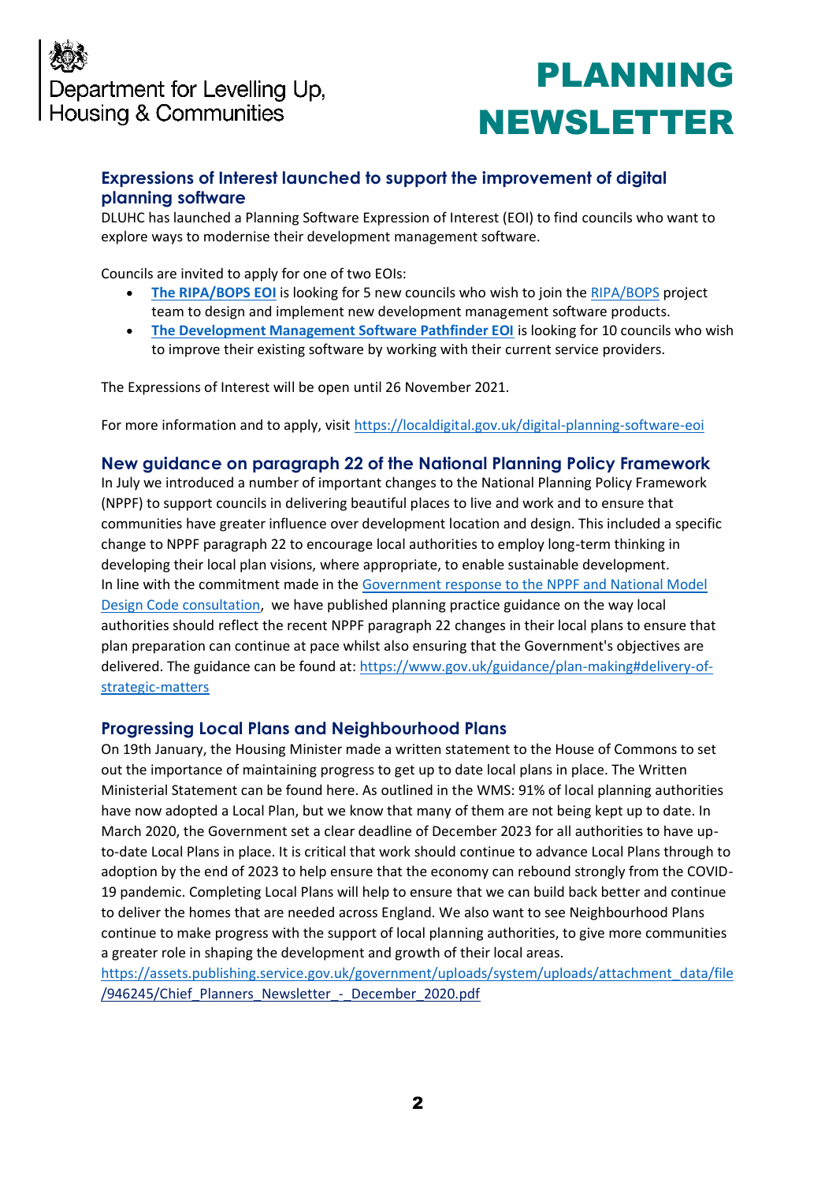## Expressions of Interest launched to support the improvement of digital planning software

DLUHC has launched a Planning Software Expression of Interest (EOI) to find councils who want to explore ways to modernise their development management software.

Councils are invited to apply for one of two EOIs:

- **The RIPA/BOPS EOI** is looking for 5 new councils who wish to join the RIPA/BOPS project team to design and implement new development management software products.
- **The Development Management Software Pathfinder EOI** is looking for 10 councils who wish to improve their existing software by working with their current service providers.

The Expressions of Interest will be open until 26 November 2021.

For more information and to apply, visit https://localdigital.gov.uk/digital-planning-software-eoi

## New guidance on paragraph 22 of the National Planning Policy Framework

In July we introduced a number of important changes to the National Planning Policy Framework (NPPF) to support councils in delivering beautiful places to live and work and to ensure that communities have greater influence over development location and design. This included a specific change to NPPF paragraph 22 to encourage local authorities to employ long-term thinking in developing their local plan visions, where appropriate, to enable sustainable development. In line with the commitment made in the Government response to the NPPF and National Model Design Code consultation, we have published planning practice guidance on the way local authorities should reflect the recent NPPF paragraph 22 changes in their local plans to ensure that plan preparation can continue at pace whilst also ensuring that the Government's objectives are delivered. The guidance can be found at: https://www.gov.uk/guidance/plan-making#delivery-of-strategic-matters

## Progressing Local Plans and Neighbourhood Plans

On 19th January, the Housing Minister made a written statement to the House of Commons to set out the importance of maintaining progress to get up to date local plans in place. The Written Ministerial Statement can be found here. As outlined in the WMS: 91% of local planning authorities have now adopted a Local Plan, but we know that many of them are not being kept up to date. In March 2020, the Government set a clear deadline of December 2023 for all authorities to have up-to-date Local Plans in place. It is critical that work should continue to advance Local Plans through to adoption by the end of 2023 to help ensure that the economy can rebound strongly from the COVID-19 pandemic. Completing Local Plans will help to ensure that we can build back better and continue to deliver the homes that are needed across England. We also want to see Neighbourhood Plans continue to make progress with the support of local planning authorities, to give more communities a greater role in shaping the development and growth of their local areas.
https://assets.publishing.service.gov.uk/government/uploads/system/uploads/attachment_data/file/946245/Chief_Planners_Newsletter_-_December_2020.pdf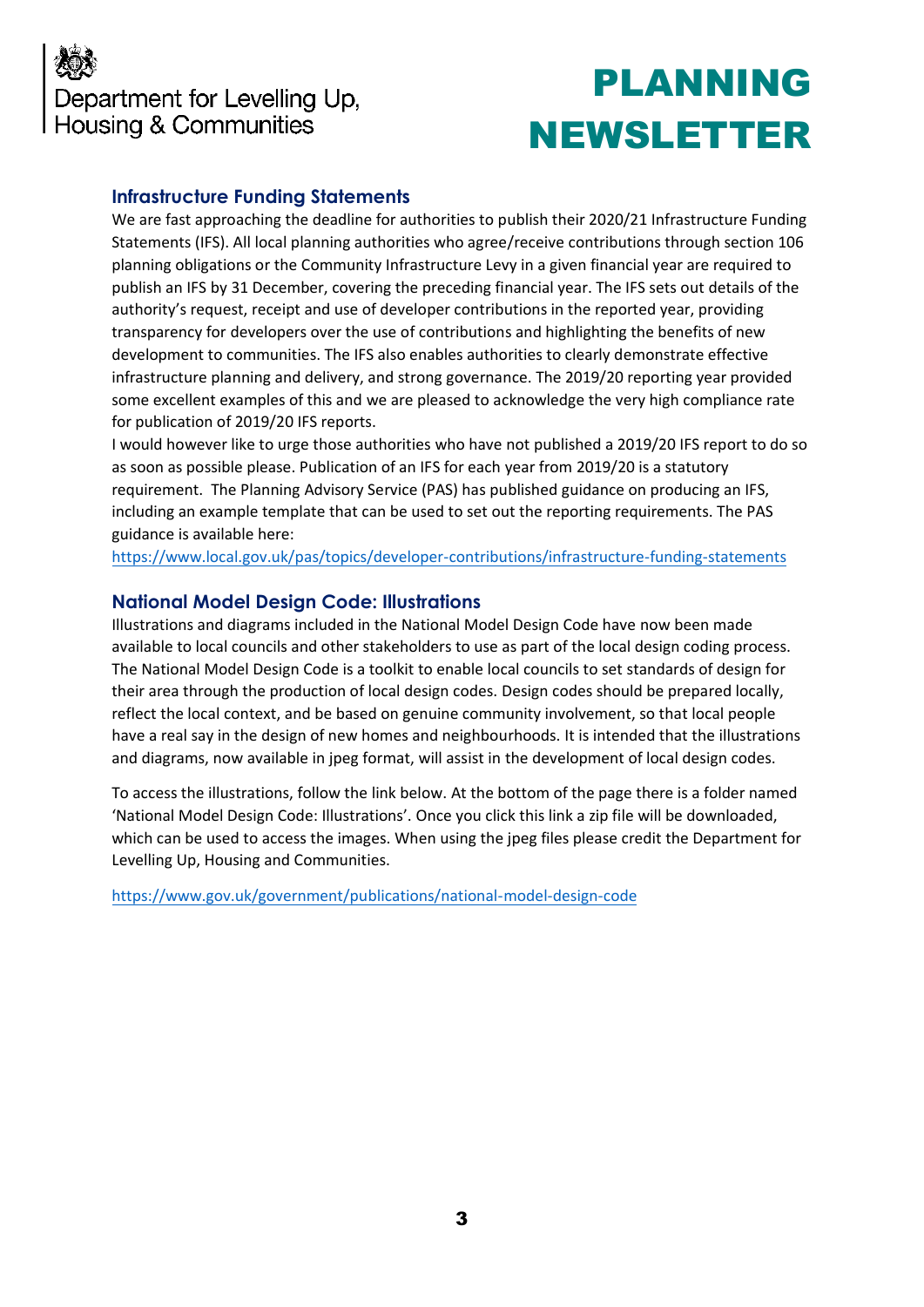## Infrastructure Funding Statements

We are fast approaching the deadline for authorities to publish their 2020/21 Infrastructure Funding Statements (IFS). All local planning authorities who agree/receive contributions through section 106 planning obligations or the Community Infrastructure Levy in a given financial year are required to publish an IFS by 31 December, covering the preceding financial year. The IFS sets out details of the authority's request, receipt and use of developer contributions in the reported year, providing transparency for developers over the use of contributions and highlighting the benefits of new development to communities. The IFS also enables authorities to clearly demonstrate effective infrastructure planning and delivery, and strong governance. The 2019/20 reporting year provided some excellent examples of this and we are pleased to acknowledge the very high compliance rate for publication of 2019/20 IFS reports.

I would however like to urge those authorities who have not published a 2019/20 IFS report to do so as soon as possible please. Publication of an IFS for each year from 2019/20 is a statutory requirement. The Planning Advisory Service (PAS) has published guidance on producing an IFS, including an example template that can be used to set out the reporting requirements. The PAS guidance is available here:

https://www.local.gov.uk/pas/topics/developer-contributions/infrastructure-funding-statements

## National Model Design Code: Illustrations

Illustrations and diagrams included in the National Model Design Code have now been made available to local councils and other stakeholders to use as part of the local design coding process. The National Model Design Code is a toolkit to enable local councils to set standards of design for their area through the production of local design codes. Design codes should be prepared locally, reflect the local context, and be based on genuine community involvement, so that local people have a real say in the design of new homes and neighbourhoods. It is intended that the illustrations and diagrams, now available in jpeg format, will assist in the development of local design codes.

To access the illustrations, follow the link below. At the bottom of the page there is a folder named 'National Model Design Code: Illustrations'. Once you click this link a zip file will be downloaded, which can be used to access the images. When using the jpeg files please credit the Department for Levelling Up, Housing and Communities.

https://www.gov.uk/government/publications/national-model-design-code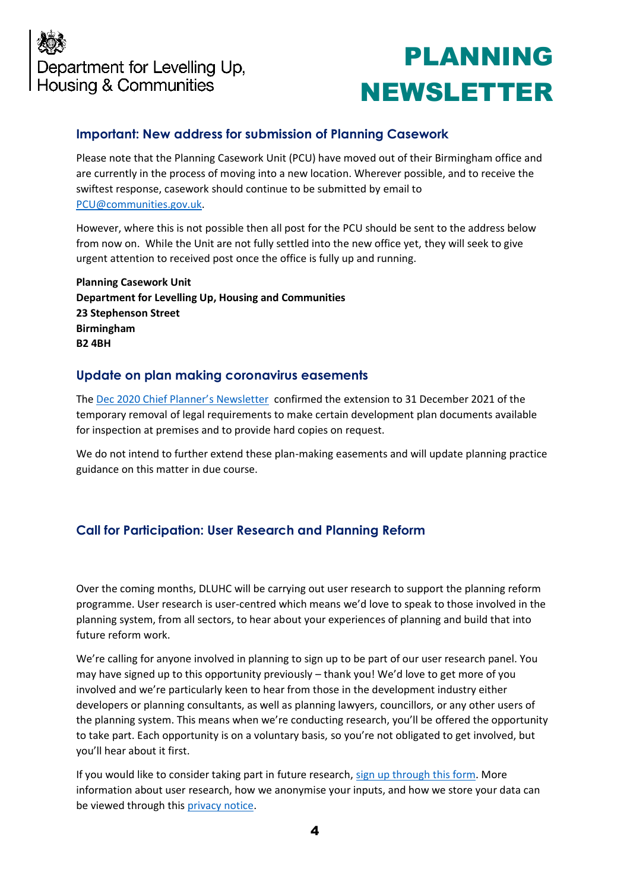Department for Levelling Up, Housing & Communities

# PLANNING NEWSLETTER

## Important: New address for submission of Planning Casework

Please note that the Planning Casework Unit (PCU) have moved out of their Birmingham office and are currently in the process of moving into a new location. Wherever possible, and to receive the swiftest response, casework should continue to be submitted by email to PCU@communities.gov.uk.

However, where this is not possible then all post for the PCU should be sent to the address below from now on. While the Unit are not fully settled into the new office yet, they will seek to give urgent attention to received post once the office is fully up and running.

**Planning Casework Unit**
**Department for Levelling Up, Housing and Communities**
**23 Stephenson Street**
**Birmingham**
**B2 4BH**

## Update on plan making coronavirus easements

The Dec 2020 Chief Planner's Newsletter confirmed the extension to 31 December 2021 of the temporary removal of legal requirements to make certain development plan documents available for inspection at premises and to provide hard copies on request.

We do not intend to further extend these plan-making easements and will update planning practice guidance on this matter in due course.

## Call for Participation: User Research and Planning Reform

Over the coming months, DLUHC will be carrying out user research to support the planning reform programme. User research is user-centred which means we'd love to speak to those involved in the planning system, from all sectors, to hear about your experiences of planning and build that into future reform work.

We're calling for anyone involved in planning to sign up to be part of our user research panel. You may have signed up to this opportunity previously – thank you! We'd love to get more of you involved and we're particularly keen to hear from those in the development industry either developers or planning consultants, as well as planning lawyers, councillors, or any other users of the planning system. This means when we're conducting research, you'll be offered the opportunity to take part. Each opportunity is on a voluntary basis, so you're not obligated to get involved, but you'll hear about it first.

If you would like to consider taking part in future research, sign up through this form. More information about user research, how we anonymise your inputs, and how we store your data can be viewed through this privacy notice.